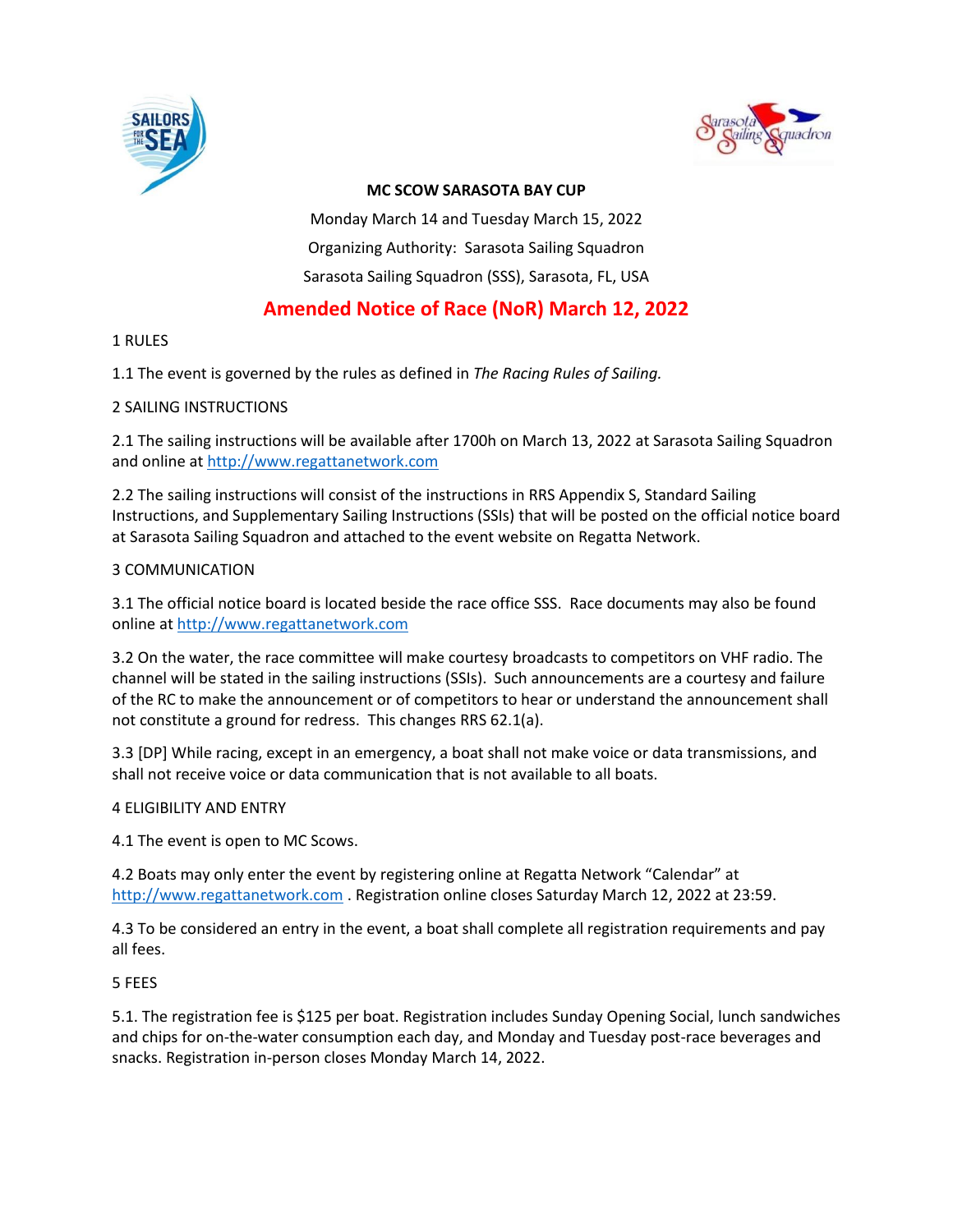# MC SCOW SARASOTA BAY CUP

Monday March 14 and Tuesday March 15, 2022

Organizing Authority: Sarasota Sailing Squadron

Sarasota Sailing Squadron (SSS), Sarasota, FL, USA

## Amended Notice of Race (NoR) March 12, 2022

1 RULES

1.1 The event is governed by the rules as defined in *The Racing Rules of Sailing.*

2 SAILING INSTRUCTIONS

2.1 The sailing instructions will be available after 1700h on March 13, 2022 at Sarasota Sailing Squadron and online at http://www.regattanetwork.com

2.2 The sailing instructions will consist of the instructions in RRS Appendix S, Standard Sailing Instructions, and Supplementary Sailing Instructions (SSIs) that will be posted on the official notice board at Sarasota Sailing Squadron and attached to the event website on Regatta Network.

3 COMMUNICATION

3.1 The official notice board is located beside the race office SSS. Race documents may also be found online at http://www.regattanetwork.com

3.2 On the water, the race committee will make courtesy broadcasts to competitors on VHF radio. The channel will be stated in the sailing instructions (SSIs). Such announcements are a courtesy and failure of the RC to make the announcement or of competitors to hear or understand the announcement shall not constitute a ground for redress. This changes RRS 62.1(a).

3.3 [DP] While racing, except in an emergency, a boat shall not make voice or data transmissions, and shall not receive voice or data communication that is not available to all boats.

4 ELIGIBILITY AND ENTRY

4.1 The event is open to MC Scows.

4.2 Boats may only enter the event by registering online at Regatta Network "Calendar" at http://www.regattanetwork.com . Registration online closes Saturday March 12, 2022 at 23:59.

4.3 To be considered an entry in the event, a boat shall complete all registration requirements and pay all fees.

5 FEES

5.1. The registration fee is $125 per boat. Registration includes Sunday Opening Social, lunch sandwiches and chips for on-the-water consumption each day, and Monday and Tuesday post-race beverages and snacks. Registration in-person closes Monday March 14, 2022.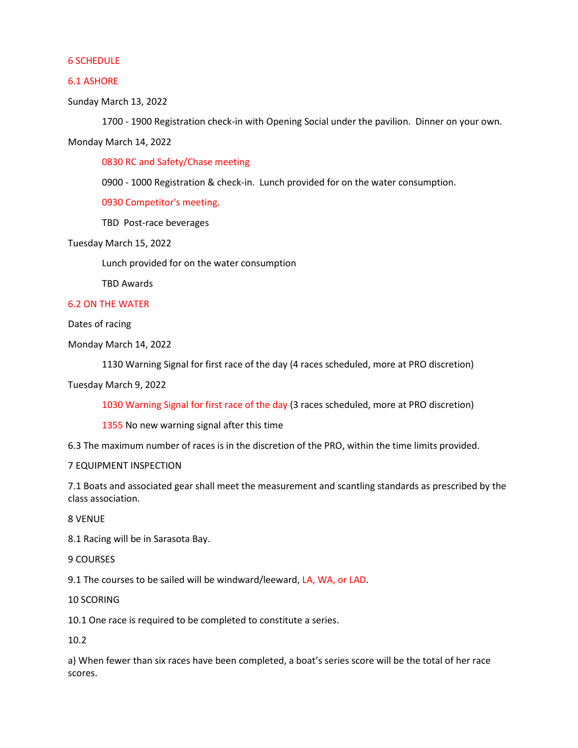## 6 SCHEDULE

### 6.1 ASHORE

Sunday March 13, 2022

1700 - 1900 Registration check-in with Opening Social under the pavilion. Dinner on your own.

Monday March 14, 2022

0830 RC and Safety/Chase meeting

0900 - 1000 Registration & check-in. Lunch provided for on the water consumption.

0930 Competitor's meeting.

TBD Post-race beverages

Tuesday March 15, 2022

Lunch provided for on the water consumption

TBD Awards

### 6.2 ON THE WATER

Dates of racing

Monday March 14, 2022

1130 Warning Signal for first race of the day (4 races scheduled, more at PRO discretion)

Tuesday March 9, 2022

1030 Warning Signal for first race of the day (3 races scheduled, more at PRO discretion)

1355 No new warning signal after this time

6.3 The maximum number of races is in the discretion of the PRO, within the time limits provided.

## 7 EQUIPMENT INSPECTION

7.1 Boats and associated gear shall meet the measurement and scantling standards as prescribed by the class association.

## 8 VENUE

8.1 Racing will be in Sarasota Bay.

## 9 COURSES

9.1 The courses to be sailed will be windward/leeward, LA, WA, or LAD.

## 10 SCORING

10.1 One race is required to be completed to constitute a series.

10.2

a) When fewer than six races have been completed, a boat's series score will be the total of her race scores.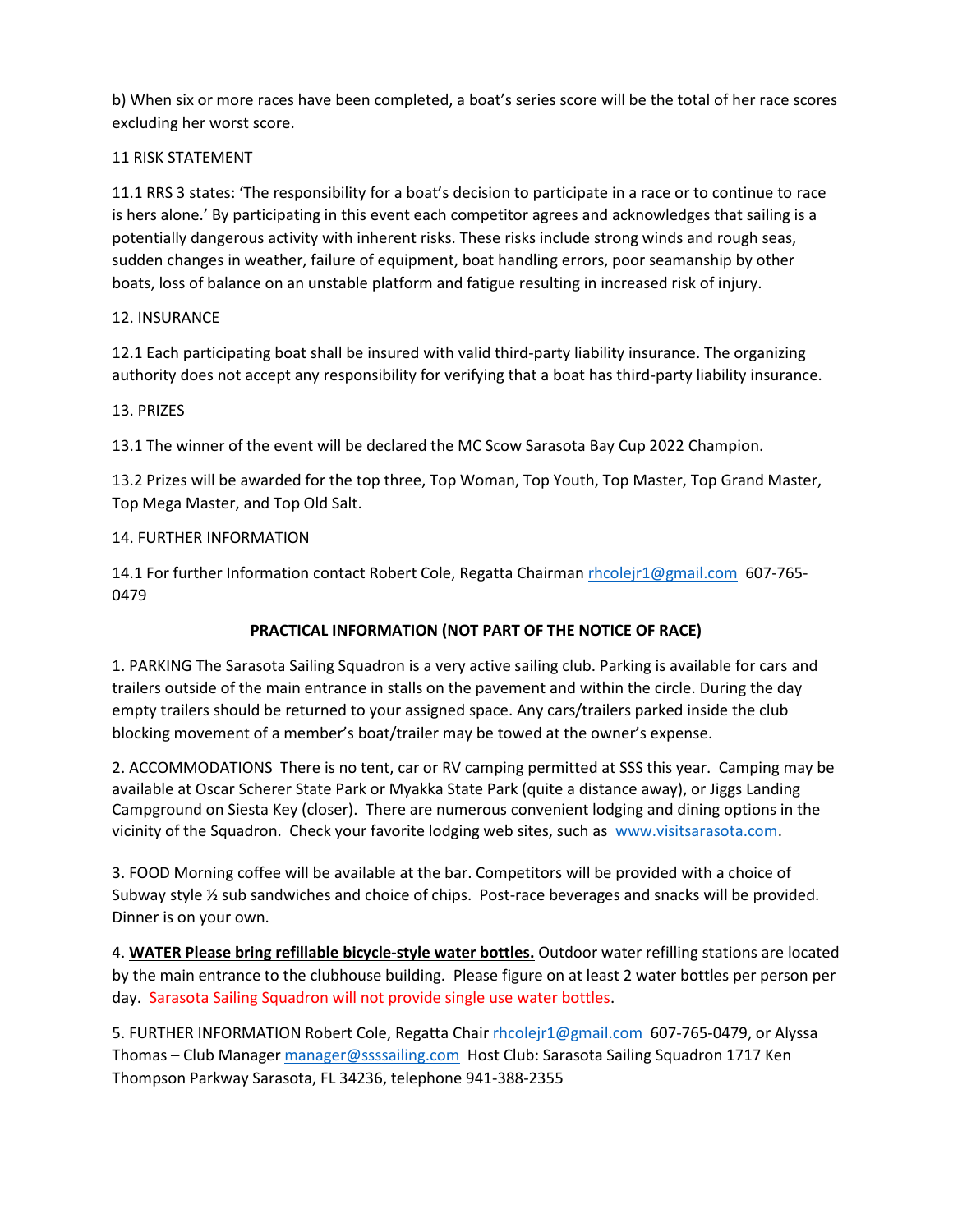b) When six or more races have been completed, a boat's series score will be the total of her race scores excluding her worst score.

## 11 RISK STATEMENT

11.1 RRS 3 states: 'The responsibility for a boat's decision to participate in a race or to continue to race is hers alone.' By participating in this event each competitor agrees and acknowledges that sailing is a potentially dangerous activity with inherent risks. These risks include strong winds and rough seas, sudden changes in weather, failure of equipment, boat handling errors, poor seamanship by other boats, loss of balance on an unstable platform and fatigue resulting in increased risk of injury.

## 12. INSURANCE

12.1 Each participating boat shall be insured with valid third-party liability insurance. The organizing authority does not accept any responsibility for verifying that a boat has third-party liability insurance.

## 13. PRIZES

13.1 The winner of the event will be declared the MC Scow Sarasota Bay Cup 2022 Champion.

13.2 Prizes will be awarded for the top three, Top Woman, Top Youth, Top Master, Top Grand Master, Top Mega Master, and Top Old Salt.

## 14. FURTHER INFORMATION

14.1 For further Information contact Robert Cole, Regatta Chairman rhcolejr1@gmail.com 607-765-0479

## PRACTICAL INFORMATION (NOT PART OF THE NOTICE OF RACE)

1. PARKING The Sarasota Sailing Squadron is a very active sailing club. Parking is available for cars and trailers outside of the main entrance in stalls on the pavement and within the circle. During the day empty trailers should be returned to your assigned space. Any cars/trailers parked inside the club blocking movement of a member's boat/trailer may be towed at the owner's expense.

2. ACCOMMODATIONS There is no tent, car or RV camping permitted at SSS this year. Camping may be available at Oscar Scherer State Park or Myakka State Park (quite a distance away), or Jiggs Landing Campground on Siesta Key (closer). There are numerous convenient lodging and dining options in the vicinity of the Squadron. Check your favorite lodging web sites, such as www.visitsarasota.com.

3. FOOD Morning coffee will be available at the bar. Competitors will be provided with a choice of Subway style ½ sub sandwiches and choice of chips. Post-race beverages and snacks will be provided. Dinner is on your own.

4. **WATER Please bring refillable bicycle-style water bottles.** Outdoor water refilling stations are located by the main entrance to the clubhouse building. Please figure on at least 2 water bottles per person per day. Sarasota Sailing Squadron will not provide single use water bottles.

5. FURTHER INFORMATION Robert Cole, Regatta Chair rhcolejr1@gmail.com 607-765-0479, or Alyssa Thomas – Club Manager manager@ssssailing.com Host Club: Sarasota Sailing Squadron 1717 Ken Thompson Parkway Sarasota, FL 34236, telephone 941-388-2355